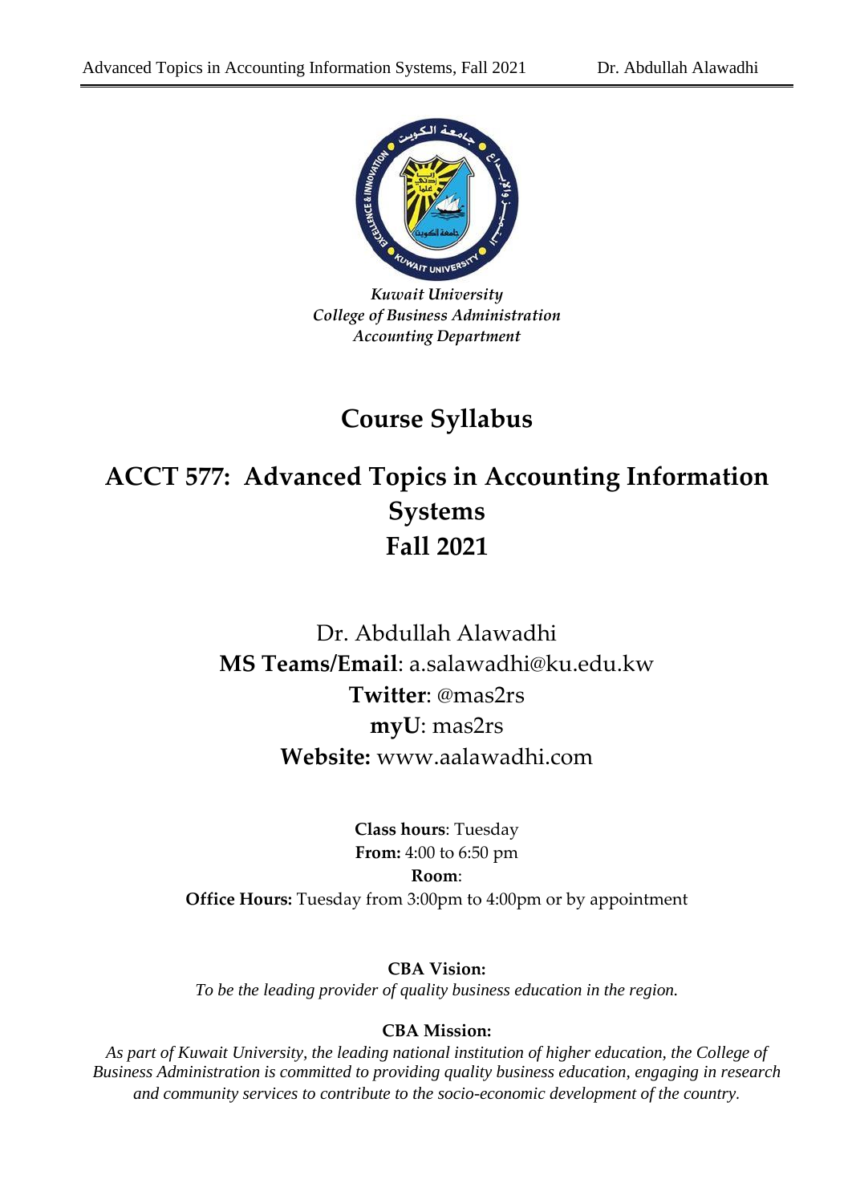*Kuwait University*
*College of Business Administration*
*Accounting Department*

# Course Syllabus

# ACCT 577: Advanced Topics in Accounting Information Systems
# Fall 2021

Dr. Abdullah Alawadhi

**MS Teams/Email**: a.salawadhi@ku.edu.kw

**Twitter**: @mas2rs

**myU**: mas2rs

**Website:** www.aalawadhi.com

**Class hours**: Tuesday

**From:** 4:00 to 6:50 pm

**Room**:

**Office Hours:** Tuesday from 3:00pm to 4:00pm or by appointment

**CBA Vision:**

*To be the leading provider of quality business education in the region.*

**CBA Mission:**

*As part of Kuwait University, the leading national institution of higher education, the College of Business Administration is committed to providing quality business education, engaging in research and community services to contribute to the socio-economic development of the country.*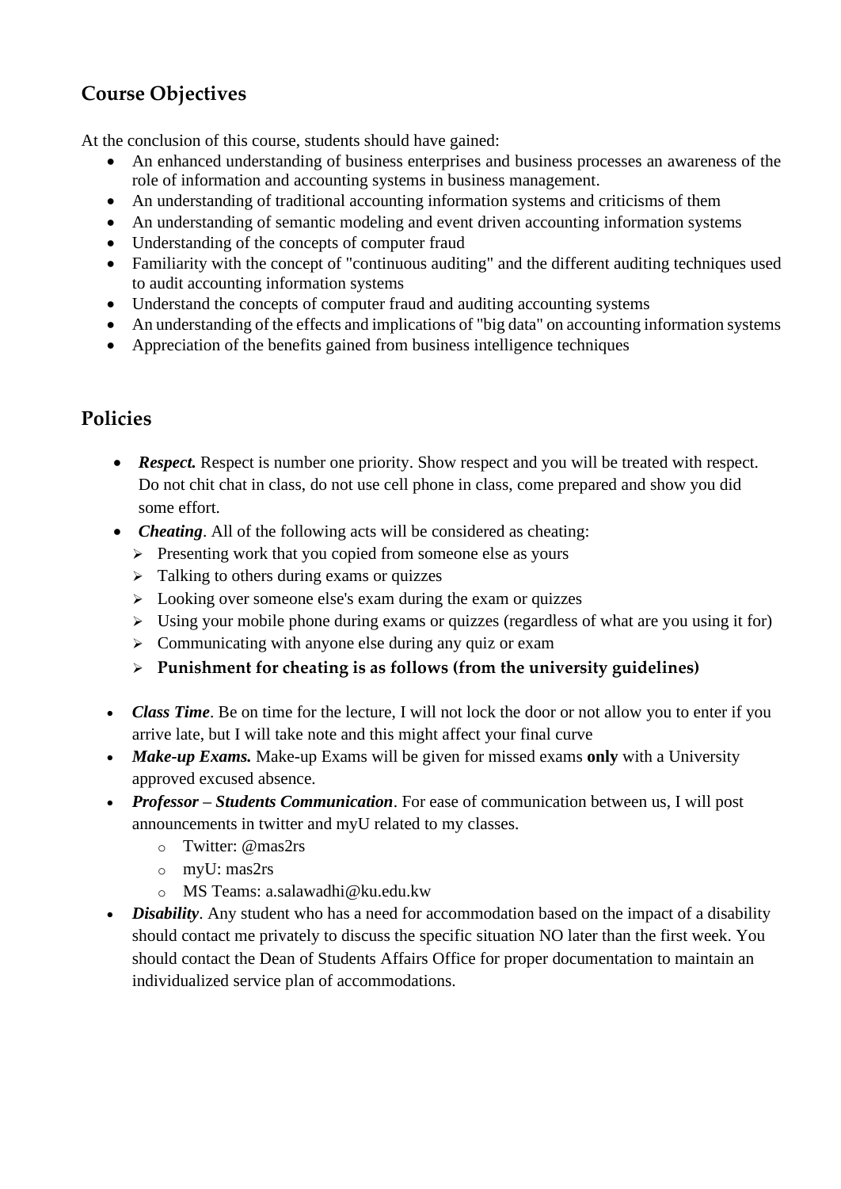## Course Objectives

At the conclusion of this course, students should have gained:

- An enhanced understanding of business enterprises and business processes an awareness of the role of information and accounting systems in business management.
- An understanding of traditional accounting information systems and criticisms of them
- An understanding of semantic modeling and event driven accounting information systems
- Understanding of the concepts of computer fraud
- Familiarity with the concept of "continuous auditing" and the different auditing techniques used to audit accounting information systems
- Understand the concepts of computer fraud and auditing accounting systems
- An understanding of the effects and implications of "big data" on accounting information systems
- Appreciation of the benefits gained from business intelligence techniques

## Policies

- ***Respect.*** Respect is number one priority. Show respect and you will be treated with respect. Do not chit chat in class, do not use cell phone in class, come prepared and show you did some effort.
- ***Cheating***. All of the following acts will be considered as cheating:
  - Presenting work that you copied from someone else as yours
  - Talking to others during exams or quizzes
  - Looking over someone else's exam during the exam or quizzes
  - Using your mobile phone during exams or quizzes (regardless of what are you using it for)
  - Communicating with anyone else during any quiz or exam
  - **Punishment for cheating is as follows (from the university guidelines)**
- ***Class Time***. Be on time for the lecture, I will not lock the door or not allow you to enter if you arrive late, but I will take note and this might affect your final curve
- ***Make-up Exams.*** Make-up Exams will be given for missed exams **only** with a University approved excused absence.
- ***Professor – Students Communication***. For ease of communication between us, I will post announcements in twitter and myU related to my classes.
  - Twitter: @mas2rs
  - myU: mas2rs
  - MS Teams: a.salawadhi@ku.edu.kw
- ***Disability***. Any student who has a need for accommodation based on the impact of a disability should contact me privately to discuss the specific situation NO later than the first week. You should contact the Dean of Students Affairs Office for proper documentation to maintain an individualized service plan of accommodations.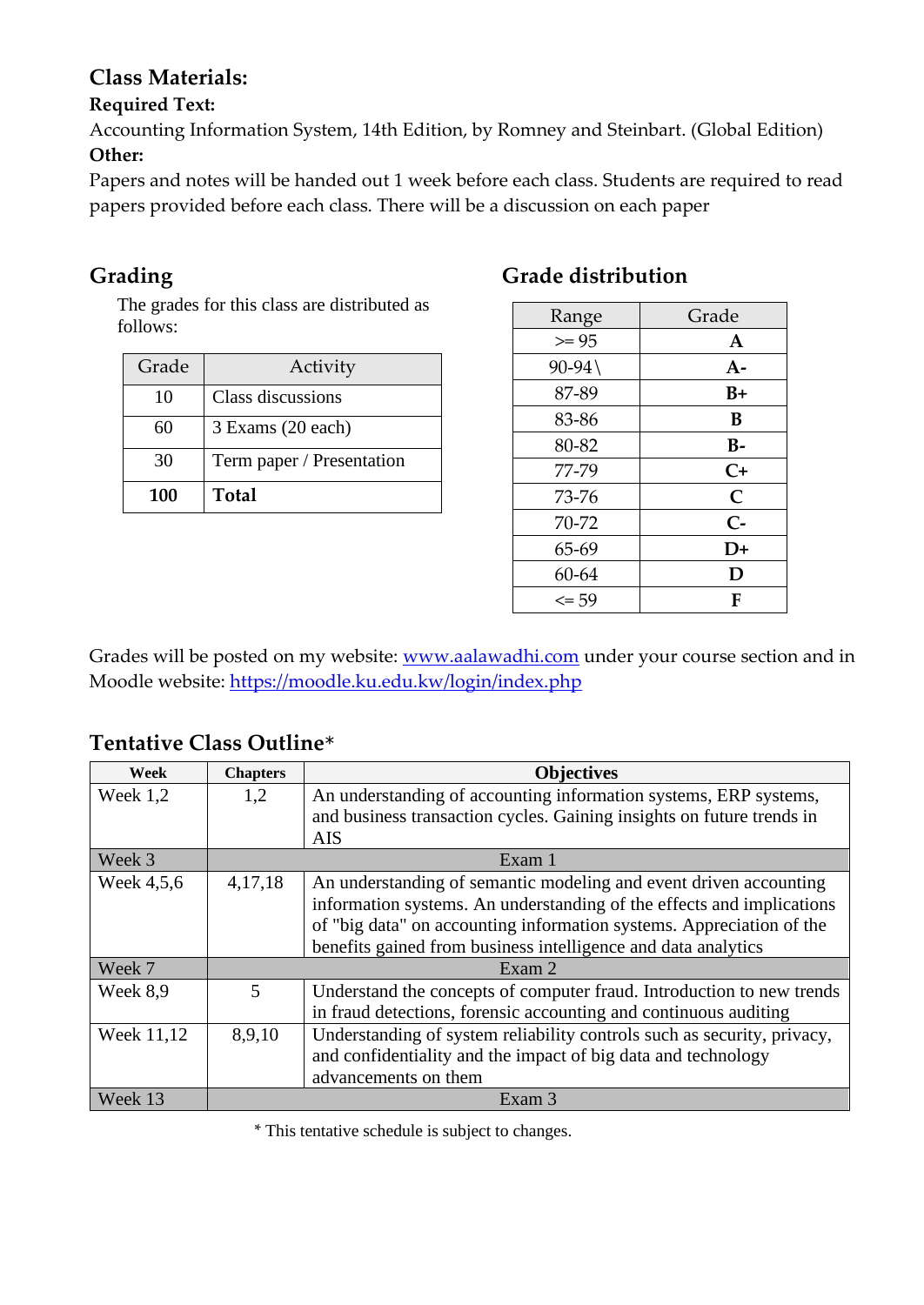## Class Materials:

**Required Text:**

Accounting Information System, 14th Edition, by Romney and Steinbart. (Global Edition)

**Other:**

Papers and notes will be handed out 1 week before each class. Students are required to read papers provided before each class. There will be a discussion on each paper

## Grading

The grades for this class are distributed as follows:

| Grade | Activity |
|---|---|
| 10 | Class discussions |
| 60 | 3 Exams (20 each) |
| 30 | Term paper / Presentation |
| **100** | **Total** |

## Grade distribution

| Range | Grade |
|---|---|
| >= 95 | **A** |
| 90-94\ | **A-** |
| 87-89 | **B+** |
| 83-86 | **B** |
| 80-82 | **B-** |
| 77-79 | **C+** |
| 73-76 | **C** |
| 70-72 | **C-** |
| 65-69 | **D+** |
| 60-64 | **D** |
| <= 59 | **F** |

Grades will be posted on my website: www.aalawadhi.com under your course section and in Moodle website: https://moodle.ku.edu.kw/login/index.php

## Tentative Class Outline*

| Week | Chapters | Objectives |
|---|---|---|
| Week 1,2 | 1,2 | An understanding of accounting information systems, ERP systems, and business transaction cycles. Gaining insights on future trends in AIS |
| Week 3 | | Exam 1 |
| Week 4,5,6 | 4,17,18 | An understanding of semantic modeling and event driven accounting information systems. An understanding of the effects and implications of "big data" on accounting information systems. Appreciation of the benefits gained from business intelligence and data analytics |
| Week 7 | | Exam 2 |
| Week 8,9 | 5 | Understand the concepts of computer fraud. Introduction to new trends in fraud detections, forensic accounting and continuous auditing |
| Week 11,12 | 8,9,10 | Understanding of system reliability controls such as security, privacy, and confidentiality and the impact of big data and technology advancements on them |
| Week 13 | | Exam 3 |

* This tentative schedule is subject to changes.